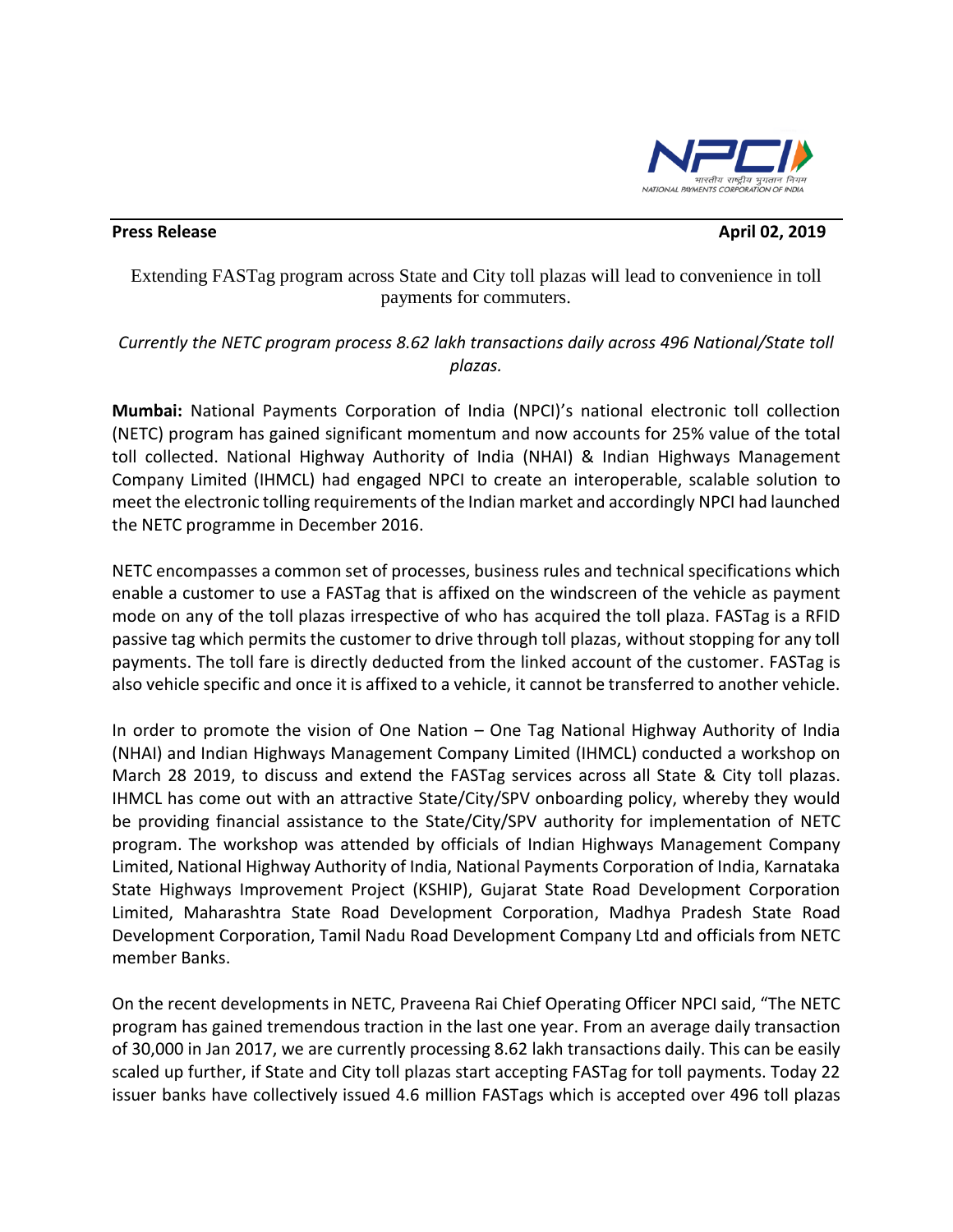**Press Release** **April 02, 2019**

Extending FASTag program across State and City toll plazas will lead to convenience in toll payments for commuters.

*Currently the NETC program process 8.62 lakh transactions daily across 496 National/State toll plazas.*

**Mumbai:** National Payments Corporation of India (NPCI)'s national electronic toll collection (NETC) program has gained significant momentum and now accounts for 25% value of the total toll collected. National Highway Authority of India (NHAI) & Indian Highways Management Company Limited (IHMCL) had engaged NPCI to create an interoperable, scalable solution to meet the electronic tolling requirements of the Indian market and accordingly NPCI had launched the NETC programme in December 2016.

NETC encompasses a common set of processes, business rules and technical specifications which enable a customer to use a FASTag that is affixed on the windscreen of the vehicle as payment mode on any of the toll plazas irrespective of who has acquired the toll plaza. FASTag is a RFID passive tag which permits the customer to drive through toll plazas, without stopping for any toll payments. The toll fare is directly deducted from the linked account of the customer. FASTag is also vehicle specific and once it is affixed to a vehicle, it cannot be transferred to another vehicle.

In order to promote the vision of One Nation – One Tag National Highway Authority of India (NHAI) and Indian Highways Management Company Limited (IHMCL) conducted a workshop on March 28 2019, to discuss and extend the FASTag services across all State & City toll plazas. IHMCL has come out with an attractive State/City/SPV onboarding policy, whereby they would be providing financial assistance to the State/City/SPV authority for implementation of NETC program. The workshop was attended by officials of Indian Highways Management Company Limited, National Highway Authority of India, National Payments Corporation of India, Karnataka State Highways Improvement Project (KSHIP), Gujarat State Road Development Corporation Limited, Maharashtra State Road Development Corporation, Madhya Pradesh State Road Development Corporation, Tamil Nadu Road Development Company Ltd and officials from NETC member Banks.

On the recent developments in NETC, Praveena Rai Chief Operating Officer NPCI said, "The NETC program has gained tremendous traction in the last one year. From an average daily transaction of 30,000 in Jan 2017, we are currently processing 8.62 lakh transactions daily. This can be easily scaled up further, if State and City toll plazas start accepting FASTag for toll payments. Today 22 issuer banks have collectively issued 4.6 million FASTags which is accepted over 496 toll plazas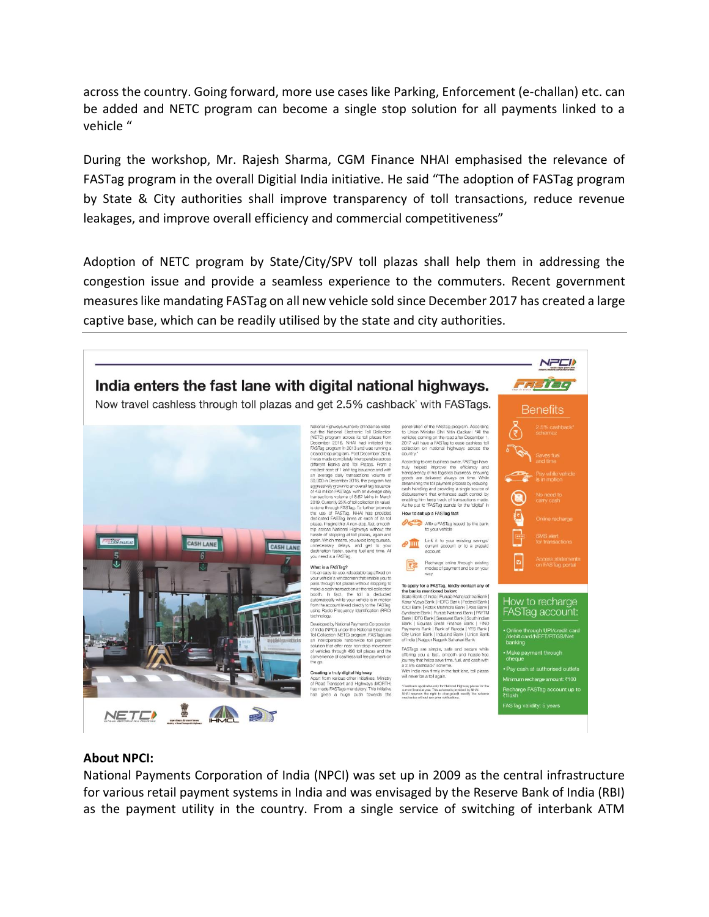across the country. Going forward, more use cases like Parking, Enforcement (e-challan) etc. can be added and NETC program can become a single stop solution for all payments linked to a vehicle "

During the workshop, Mr. Rajesh Sharma, CGM Finance NHAI emphasised the relevance of FASTag program in the overall Digitial India initiative. He said "The adoption of FASTag program by State & City authorities shall improve transparency of toll transactions, reduce revenue leakages, and improve overall efficiency and commercial competitiveness"

Adoption of NETC program by State/City/SPV toll plazas shall help them in addressing the congestion issue and provide a seamless experience to the commuters. Recent government measures like mandating FASTag on all new vehicle sold since December 2017 has created a large captive base, which can be readily utilised by the state and city authorities.

---

## India enters the fast lane with digital national highways.

Now travel cashless through toll plazas and get 2.5% cashback* with FASTags.

National Highways Authority of India has rolled out the National Electronic Toll Collection (NETC) program across its toll plazas from December 2016. NHAI had initiated the FASTag program in 2013 and was running a closed loop program. Post December 2016, it was made completely interoperable across different Banks and Toll Plazas. From a modest start of 1 lakh tag issuance and with an average daily transactions volume of 30,000 in December 2016, the program has aggressively grown to an overall tag issuance of 4.6 million FASTags with an average daily transactions volume of 8.82 lakhs in March 2019. Currently 25% of toll collection (in value) is done through FASTag. To further promote the use of FASTag, NHAI has provided dedicated FASTag lanes at each of its toll plazas. Imagine this: A non-stop, fast, smooth trip across National Highways without the hassle of stopping at toll plazas, again and again. Which means, you avoid long queues, unnecessary delays, and get to your destination faster, saving fuel and time. All you need is a FASTag.

**What is a FASTag?**

It is an easy-to-use, reloadable tag affixed on your vehicle's windscreen that enable you to pass through toll plazas without stopping to make a cash transaction at the toll collection booth. In fact, the toll is deducted automatically while your vehicle is in motion from the account linked directly to the FASTag using Radio Frequency Identification (RFID) technology.

Developed by National Payments Corporation of India (NPCI) under the National Electronic Toll Collection (NETC) program, FASTags are an interoperable nationwide toll payment solution that offer near non-stop movement of vehicles through 486 toll plazas and the convenience of cashless toll fee payment on the go.

**Creating a truly digital highway**

Apart from various other initiatives, Ministry of Road Transport and Highways (MORTH) has made FASTags mandatory. This initiative has given a huge push towards the penetration of the FASTag program. According to Union Minister Shri Nitin Gadkari: "All the vehicles coming on the road after December 1, 2017 will have a FASTag to ease cashless toll collection on national highways across the country."

According to one business owner, FASTags have truly helped improve the efficiency and transparency of his logistics business, ensuring goods are delivered always on time. While streamlining the toll payment process by reducing cash handling and providing a single source of disbursement that enhances audit control by enabling him keep track of transactions made. As he put it: "FASTag stands for the 'digital' in

**How to set up a FASTag fast**

- Affix a FASTag issued by the bank to your vehicle
- Link it to your existing savings/current account or to a prepaid account
- Recharge online through existing modes of payment and be on your way

**To apply for a FASTag, kindly contact any of the banks mentioned below:**

State Bank of India | Punjab Maharashtra Bank | Karur Vysya Bank | HDFC Bank | Federal Bank | ICICI Bank | Kotak Mahindra Bank | Axis Bank | Syndicate Bank | Punjab National Bank | PAYTM Bank | IDFC Bank | Saraswat Bank | South Indian Bank | Equitas Small Finance Bank | FINO Payments Bank | Bank of Baroda | YES Bank | City Union Bank | IndusInd Bank | Union Bank of India | Nagpur Nagarik Sahakari Bank

FASTags are simple, safe and secure while offering you a fast, smooth and hassle-free journey that helps save time, fuel, and cash with a 2.5% cashback* scheme.

With India now firmly in the fast lane, toll plazas will never be a toll again.

*Cashback applicable only for National Highway plazas for the current financial year. This scheme is provided by NHAI. NHAI reserves the right to change/edit modify the scheme mechanics without any prior notifications.

**Benefits**

- 2.5% cashback* scheme
- Saves fuel and time
- Pay while vehicle is in motion
- No need to carry cash
- Online recharge
- SMS alert for transactions
- Access statements on FASTag portal

**How to recharge FASTag account:**

- Online through UPI/credit card/debit card/NEFT/RTGS/Net banking
- Make payment through cheque
- Pay cash at authorised outlets

Minimum recharge amount: ₹100

Recharge FASTag account up to ₹1lakh

FASTag validity: 5 years

---

**About NPCI:**

National Payments Corporation of India (NPCI) was set up in 2009 as the central infrastructure for various retail payment systems in India and was envisaged by the Reserve Bank of India (RBI) as the payment utility in the country. From a single service of switching of interbank ATM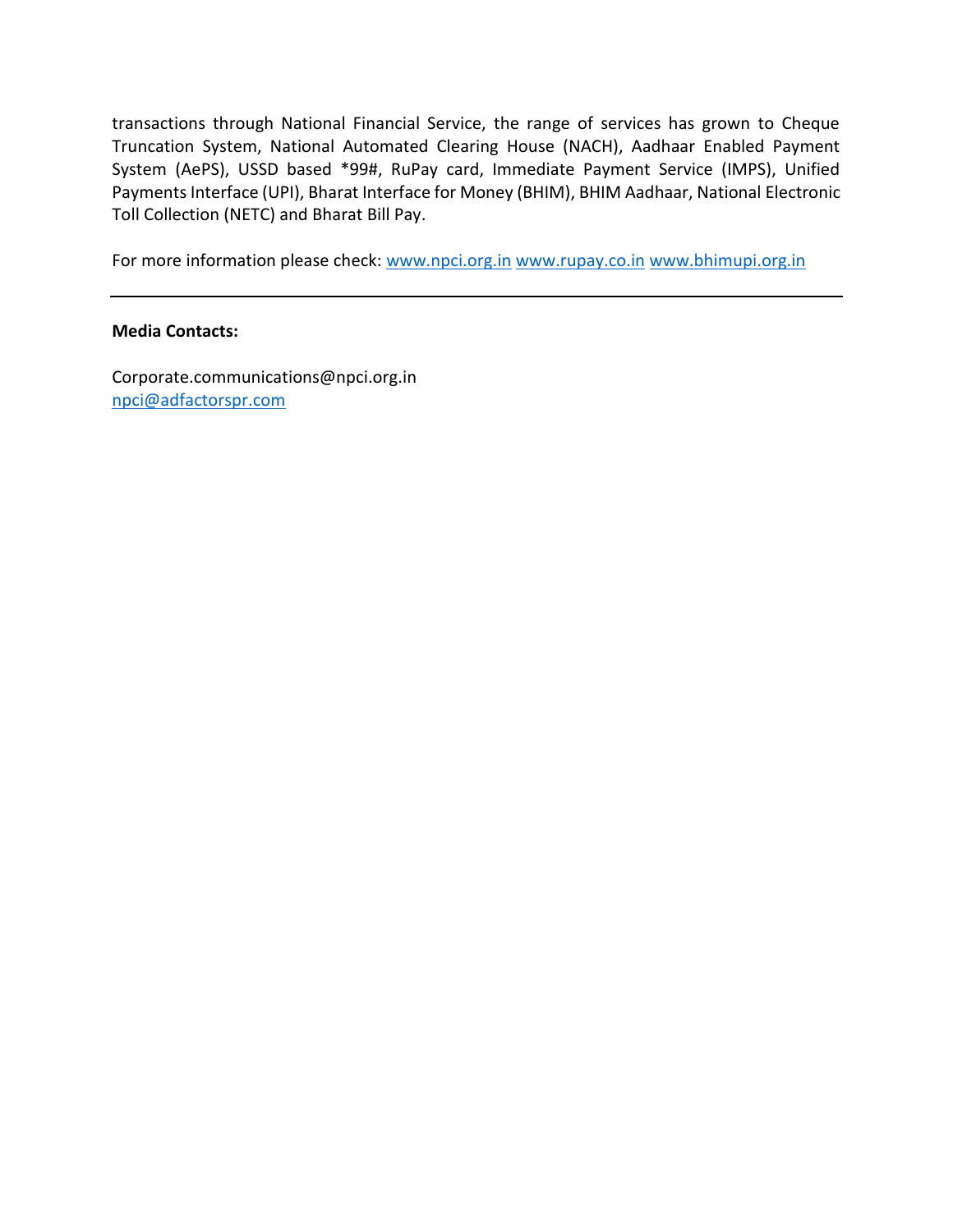transactions through National Financial Service, the range of services has grown to Cheque Truncation System, National Automated Clearing House (NACH), Aadhaar Enabled Payment System (AePS), USSD based *99#, RuPay card, Immediate Payment Service (IMPS), Unified Payments Interface (UPI), Bharat Interface for Money (BHIM), BHIM Aadhaar, National Electronic Toll Collection (NETC) and Bharat Bill Pay.

For more information please check: www.npci.org.in www.rupay.co.in www.bhimupi.org.in

---

**Media Contacts:**

Corporate.communications@npci.org.in
npci@adfactorspr.com